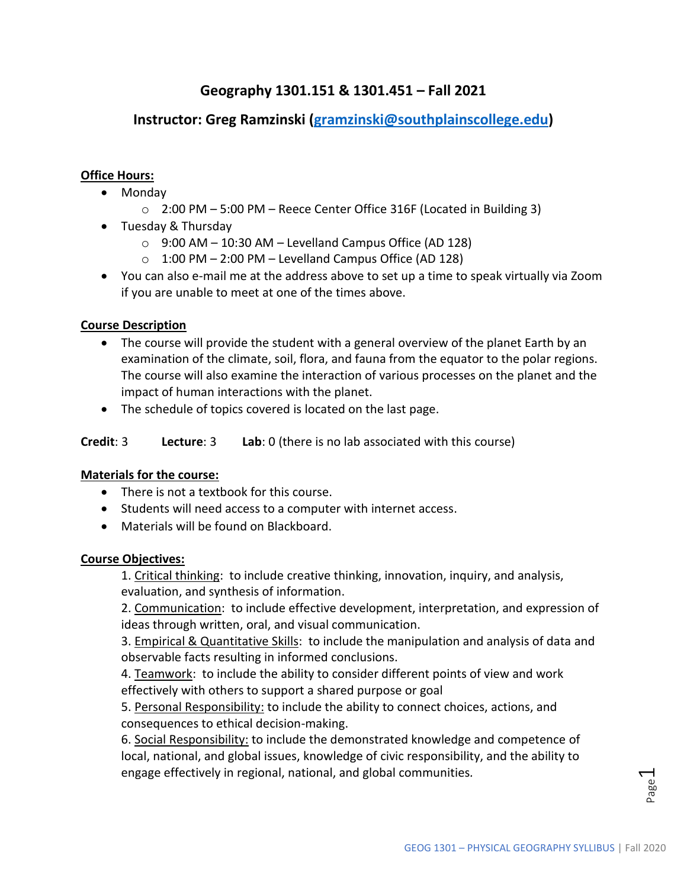# Geography 1301.151 & 1301.451 – Fall 2021

## Instructor: Greg Ramzinski (gramzinski@southplainscollege.edu)

**Office Hours:**

- Monday
  - 2:00 PM – 5:00 PM – Reece Center Office 316F (Located in Building 3)
- Tuesday & Thursday
  - 9:00 AM – 10:30 AM – Levelland Campus Office (AD 128)
  - 1:00 PM – 2:00 PM – Levelland Campus Office (AD 128)
- You can also e-mail me at the address above to set up a time to speak virtually via Zoom if you are unable to meet at one of the times above.

**Course Description**

- The course will provide the student with a general overview of the planet Earth by an examination of the climate, soil, flora, and fauna from the equator to the polar regions. The course will also examine the interaction of various processes on the planet and the impact of human interactions with the planet.
- The schedule of topics covered is located on the last page.

**Credit**: 3 **Lecture**: 3 **Lab**: 0 (there is no lab associated with this course)

**Materials for the course:**

- There is not a textbook for this course.
- Students will need access to a computer with internet access.
- Materials will be found on Blackboard.

**Course Objectives:**

1. Critical thinking: to include creative thinking, innovation, inquiry, and analysis, evaluation, and synthesis of information.
2. Communication: to include effective development, interpretation, and expression of ideas through written, oral, and visual communication.
3. Empirical & Quantitative Skills: to include the manipulation and analysis of data and observable facts resulting in informed conclusions.
4. Teamwork: to include the ability to consider different points of view and work effectively with others to support a shared purpose or goal
5. Personal Responsibility: to include the ability to connect choices, actions, and consequences to ethical decision-making.
6. Social Responsibility: to include the demonstrated knowledge and competence of local, national, and global issues, knowledge of civic responsibility, and the ability to engage effectively in regional, national, and global communities.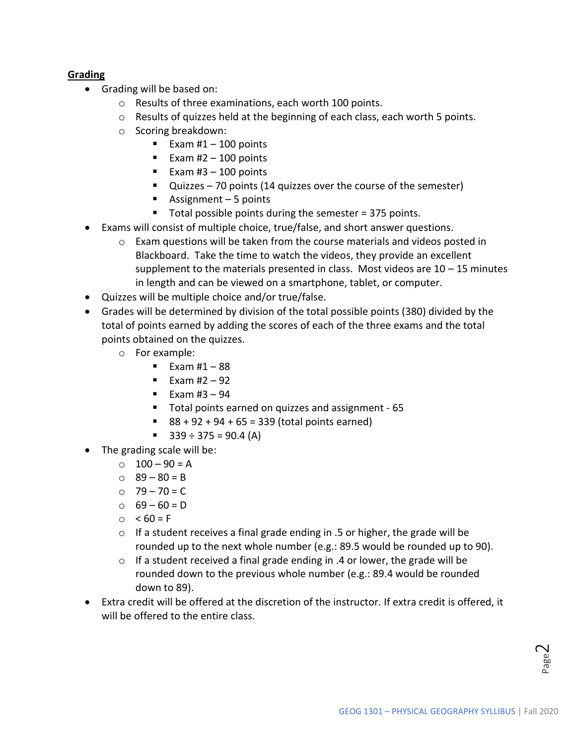## Grading

- Grading will be based on:
  - Results of three examinations, each worth 100 points.
  - Results of quizzes held at the beginning of each class, each worth 5 points.
  - Scoring breakdown:
    - Exam #1 – 100 points
    - Exam #2 – 100 points
    - Exam #3 – 100 points
    - Quizzes – 70 points (14 quizzes over the course of the semester)
    - Assignment – 5 points
    - Total possible points during the semester = 375 points.
- Exams will consist of multiple choice, true/false, and short answer questions.
  - Exam questions will be taken from the course materials and videos posted in Blackboard. Take the time to watch the videos, they provide an excellent supplement to the materials presented in class. Most videos are 10 – 15 minutes in length and can be viewed on a smartphone, tablet, or computer.
- Quizzes will be multiple choice and/or true/false.
- Grades will be determined by division of the total possible points (380) divided by the total of points earned by adding the scores of each of the three exams and the total points obtained on the quizzes.
  - For example:
    - Exam #1 – 88
    - Exam #2 – 92
    - Exam #3 – 94
    - Total points earned on quizzes and assignment - 65
    - 88 + 92 + 94 + 65 = 339 (total points earned)
    - 339 ÷ 375 = 90.4 (A)
- The grading scale will be:
  - 100 – 90 = A
  - 89 – 80 = B
  - 79 – 70 = C
  - 69 – 60 = D
  - < 60 = F
  - If a student receives a final grade ending in .5 or higher, the grade will be rounded up to the next whole number (e.g.: 89.5 would be rounded up to 90).
  - If a student received a final grade ending in .4 or lower, the grade will be rounded down to the previous whole number (e.g.: 89.4 would be rounded down to 89).
- Extra credit will be offered at the discretion of the instructor. If extra credit is offered, it will be offered to the entire class.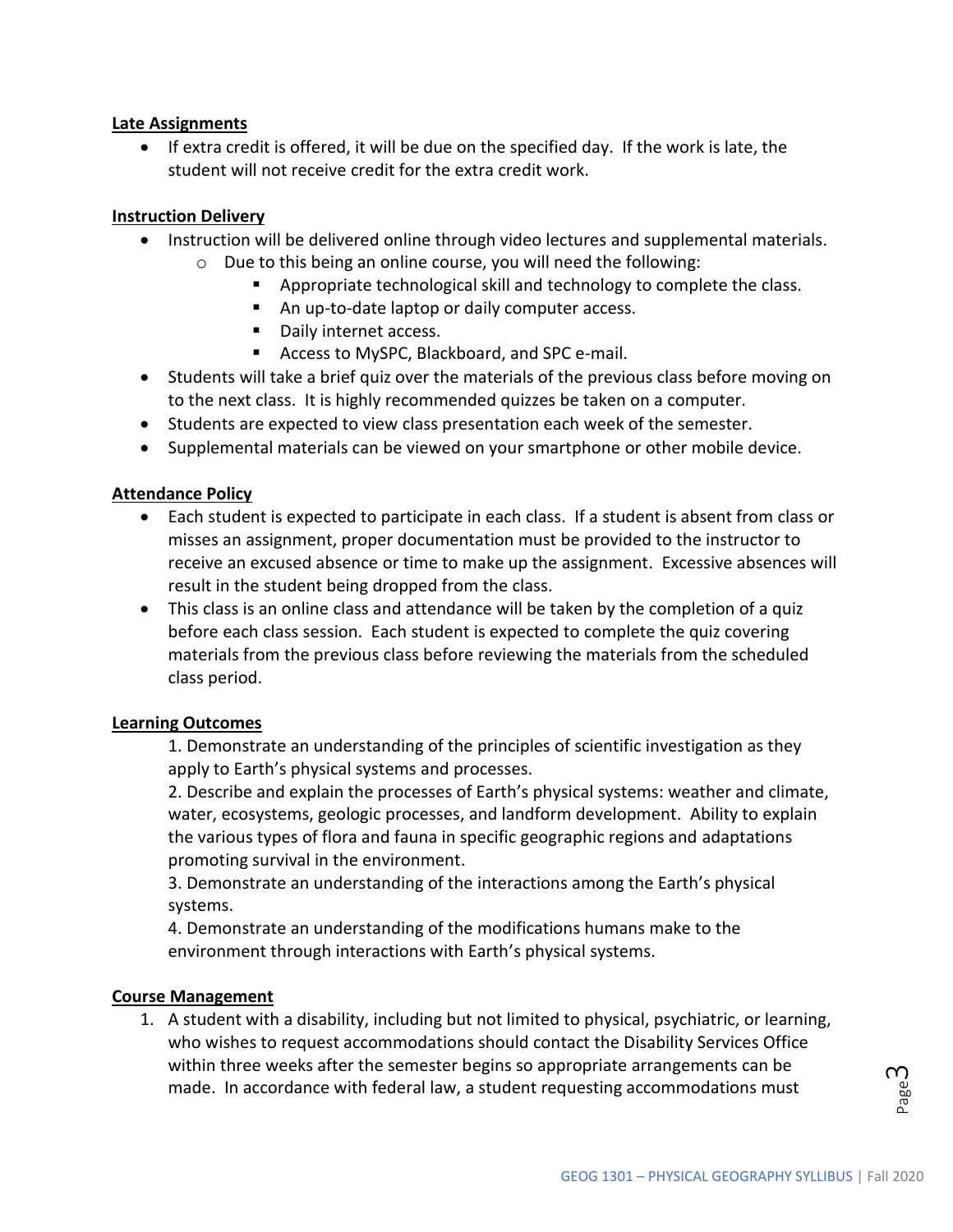**Late Assignments**

- If extra credit is offered, it will be due on the specified day. If the work is late, the student will not receive credit for the extra credit work.

**Instruction Delivery**

- Instruction will be delivered online through video lectures and supplemental materials.
  - Due to this being an online course, you will need the following:
    - Appropriate technological skill and technology to complete the class.
    - An up-to-date laptop or daily computer access.
    - Daily internet access.
    - Access to MySPC, Blackboard, and SPC e-mail.
- Students will take a brief quiz over the materials of the previous class before moving on to the next class. It is highly recommended quizzes be taken on a computer.
- Students are expected to view class presentation each week of the semester.
- Supplemental materials can be viewed on your smartphone or other mobile device.

**Attendance Policy**

- Each student is expected to participate in each class. If a student is absent from class or misses an assignment, proper documentation must be provided to the instructor to receive an excused absence or time to make up the assignment. Excessive absences will result in the student being dropped from the class.
- This class is an online class and attendance will be taken by the completion of a quiz before each class session. Each student is expected to complete the quiz covering materials from the previous class before reviewing the materials from the scheduled class period.

**Learning Outcomes**

1. Demonstrate an understanding of the principles of scientific investigation as they apply to Earth's physical systems and processes.
2. Describe and explain the processes of Earth's physical systems: weather and climate, water, ecosystems, geologic processes, and landform development. Ability to explain the various types of flora and fauna in specific geographic regions and adaptations promoting survival in the environment.
3. Demonstrate an understanding of the interactions among the Earth's physical systems.
4. Demonstrate an understanding of the modifications humans make to the environment through interactions with Earth's physical systems.

**Course Management**

1. A student with a disability, including but not limited to physical, psychiatric, or learning, who wishes to request accommodations should contact the Disability Services Office within three weeks after the semester begins so appropriate arrangements can be made. In accordance with federal law, a student requesting accommodations must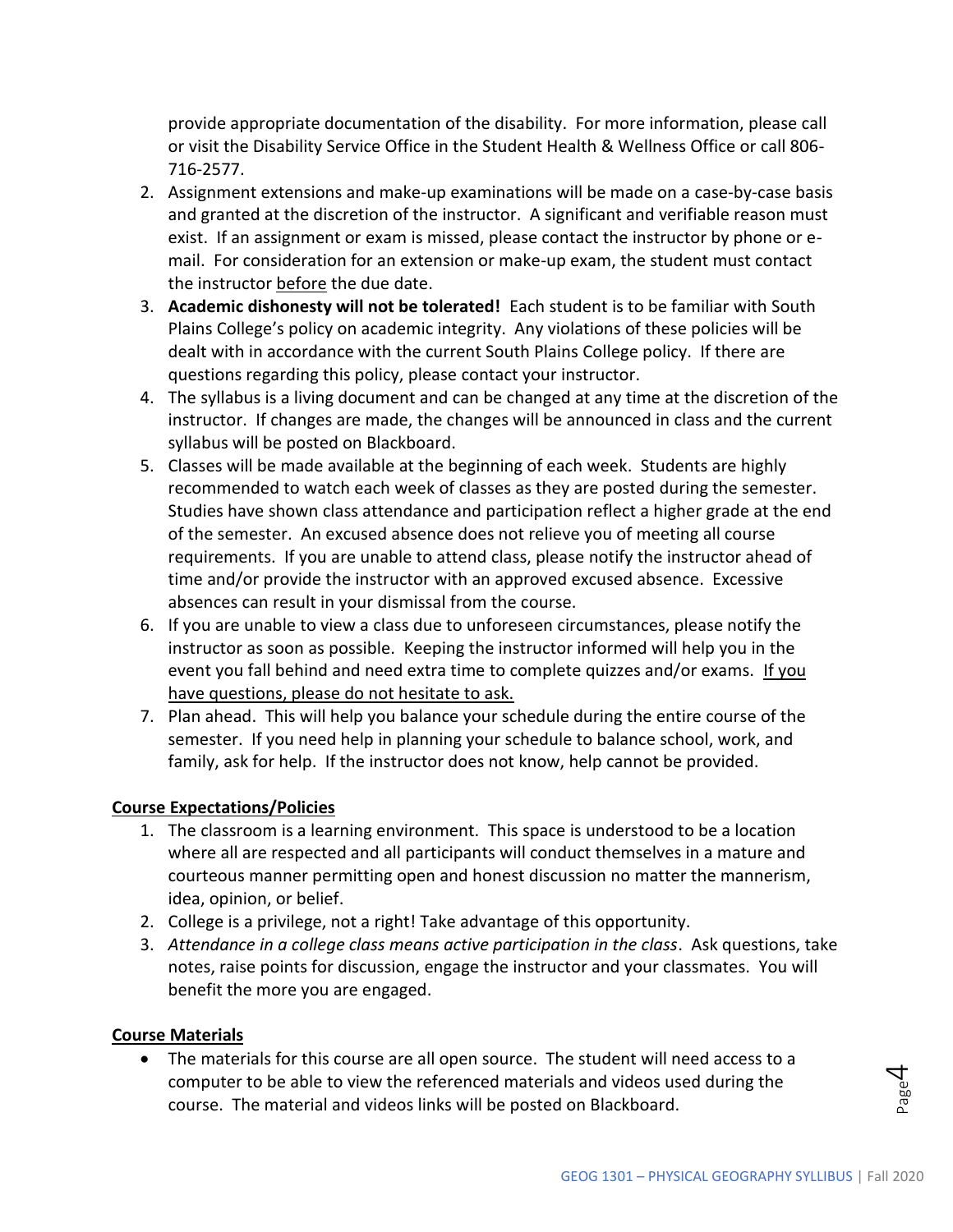provide appropriate documentation of the disability. For more information, please call or visit the Disability Service Office in the Student Health & Wellness Office or call 806-716-2577.

2. Assignment extensions and make-up examinations will be made on a case-by-case basis and granted at the discretion of the instructor. A significant and verifiable reason must exist. If an assignment or exam is missed, please contact the instructor by phone or e-mail. For consideration for an extension or make-up exam, the student must contact the instructor before the due date.
3. **Academic dishonesty will not be tolerated!** Each student is to be familiar with South Plains College's policy on academic integrity. Any violations of these policies will be dealt with in accordance with the current South Plains College policy. If there are questions regarding this policy, please contact your instructor.
4. The syllabus is a living document and can be changed at any time at the discretion of the instructor. If changes are made, the changes will be announced in class and the current syllabus will be posted on Blackboard.
5. Classes will be made available at the beginning of each week. Students are highly recommended to watch each week of classes as they are posted during the semester. Studies have shown class attendance and participation reflect a higher grade at the end of the semester. An excused absence does not relieve you of meeting all course requirements. If you are unable to attend class, please notify the instructor ahead of time and/or provide the instructor with an approved excused absence. Excessive absences can result in your dismissal from the course.
6. If you are unable to view a class due to unforeseen circumstances, please notify the instructor as soon as possible. Keeping the instructor informed will help you in the event you fall behind and need extra time to complete quizzes and/or exams. If you have questions, please do not hesitate to ask.
7. Plan ahead. This will help you balance your schedule during the entire course of the semester. If you need help in planning your schedule to balance school, work, and family, ask for help. If the instructor does not know, help cannot be provided.

## Course Expectations/Policies

1. The classroom is a learning environment. This space is understood to be a location where all are respected and all participants will conduct themselves in a mature and courteous manner permitting open and honest discussion no matter the mannerism, idea, opinion, or belief.
2. College is a privilege, not a right! Take advantage of this opportunity.
3. *Attendance in a college class means active participation in the class*. Ask questions, take notes, raise points for discussion, engage the instructor and your classmates. You will benefit the more you are engaged.

## Course Materials

- The materials for this course are all open source. The student will need access to a computer to be able to view the referenced materials and videos used during the course. The material and videos links will be posted on Blackboard.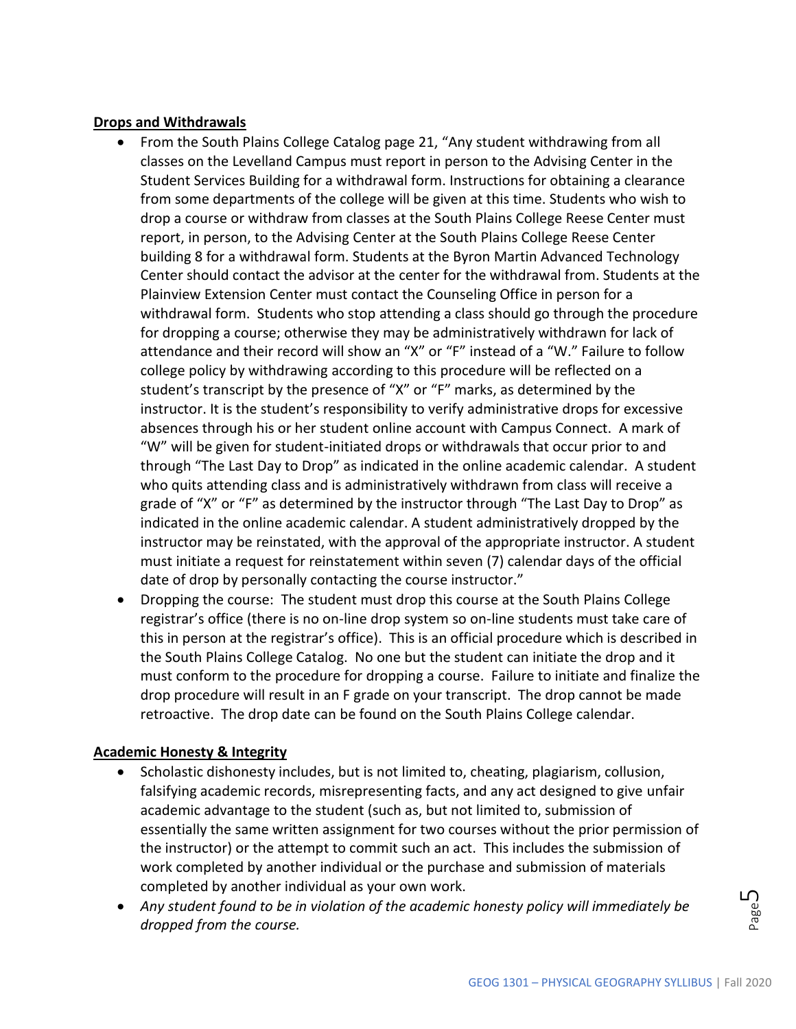**Drops and Withdrawals**

- From the South Plains College Catalog page 21, "Any student withdrawing from all classes on the Levelland Campus must report in person to the Advising Center in the Student Services Building for a withdrawal form. Instructions for obtaining a clearance from some departments of the college will be given at this time. Students who wish to drop a course or withdraw from classes at the South Plains College Reese Center must report, in person, to the Advising Center at the South Plains College Reese Center building 8 for a withdrawal form. Students at the Byron Martin Advanced Technology Center should contact the advisor at the center for the withdrawal from. Students at the Plainview Extension Center must contact the Counseling Office in person for a withdrawal form. Students who stop attending a class should go through the procedure for dropping a course; otherwise they may be administratively withdrawn for lack of attendance and their record will show an "X" or "F" instead of a "W." Failure to follow college policy by withdrawing according to this procedure will be reflected on a student's transcript by the presence of "X" or "F" marks, as determined by the instructor. It is the student's responsibility to verify administrative drops for excessive absences through his or her student online account with Campus Connect. A mark of "W" will be given for student-initiated drops or withdrawals that occur prior to and through "The Last Day to Drop" as indicated in the online academic calendar. A student who quits attending class and is administratively withdrawn from class will receive a grade of "X" or "F" as determined by the instructor through "The Last Day to Drop" as indicated in the online academic calendar. A student administratively dropped by the instructor may be reinstated, with the approval of the appropriate instructor. A student must initiate a request for reinstatement within seven (7) calendar days of the official date of drop by personally contacting the course instructor."
- Dropping the course: The student must drop this course at the South Plains College registrar's office (there is no on-line drop system so on-line students must take care of this in person at the registrar's office). This is an official procedure which is described in the South Plains College Catalog. No one but the student can initiate the drop and it must conform to the procedure for dropping a course. Failure to initiate and finalize the drop procedure will result in an F grade on your transcript. The drop cannot be made retroactive. The drop date can be found on the South Plains College calendar.

**Academic Honesty & Integrity**

- Scholastic dishonesty includes, but is not limited to, cheating, plagiarism, collusion, falsifying academic records, misrepresenting facts, and any act designed to give unfair academic advantage to the student (such as, but not limited to, submission of essentially the same written assignment for two courses without the prior permission of the instructor) or the attempt to commit such an act. This includes the submission of work completed by another individual or the purchase and submission of materials completed by another individual as your own work.
- *Any student found to be in violation of the academic honesty policy will immediately be dropped from the course.*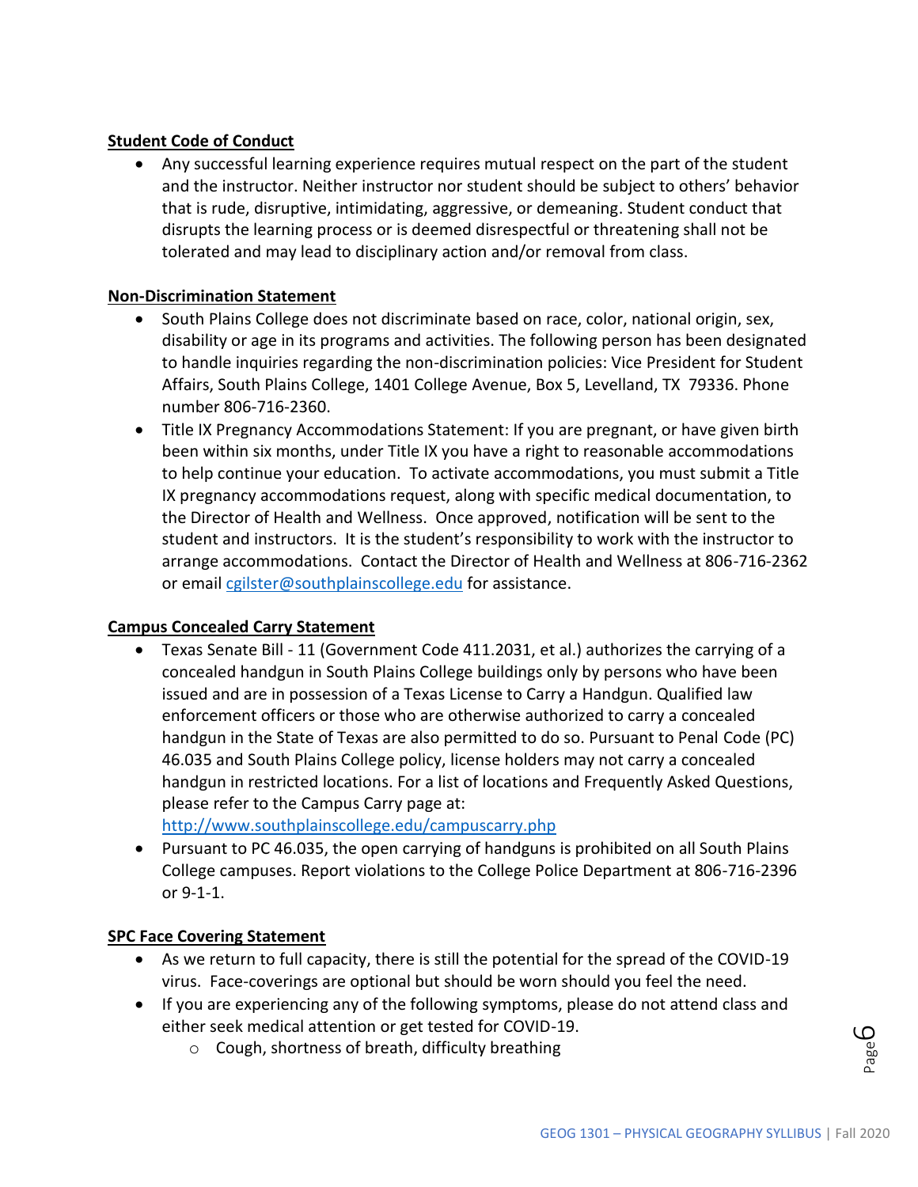**Student Code of Conduct**

- Any successful learning experience requires mutual respect on the part of the student and the instructor. Neither instructor nor student should be subject to others' behavior that is rude, disruptive, intimidating, aggressive, or demeaning. Student conduct that disrupts the learning process or is deemed disrespectful or threatening shall not be tolerated and may lead to disciplinary action and/or removal from class.

**Non-Discrimination Statement**

- South Plains College does not discriminate based on race, color, national origin, sex, disability or age in its programs and activities. The following person has been designated to handle inquiries regarding the non-discrimination policies: Vice President for Student Affairs, South Plains College, 1401 College Avenue, Box 5, Levelland, TX 79336. Phone number 806-716-2360.
- Title IX Pregnancy Accommodations Statement: If you are pregnant, or have given birth been within six months, under Title IX you have a right to reasonable accommodations to help continue your education. To activate accommodations, you must submit a Title IX pregnancy accommodations request, along with specific medical documentation, to the Director of Health and Wellness. Once approved, notification will be sent to the student and instructors. It is the student's responsibility to work with the instructor to arrange accommodations. Contact the Director of Health and Wellness at 806-716-2362 or email cgilster@southplainscollege.edu for assistance.

**Campus Concealed Carry Statement**

- Texas Senate Bill - 11 (Government Code 411.2031, et al.) authorizes the carrying of a concealed handgun in South Plains College buildings only by persons who have been issued and are in possession of a Texas License to Carry a Handgun. Qualified law enforcement officers or those who are otherwise authorized to carry a concealed handgun in the State of Texas are also permitted to do so. Pursuant to Penal Code (PC) 46.035 and South Plains College policy, license holders may not carry a concealed handgun in restricted locations. For a list of locations and Frequently Asked Questions, please refer to the Campus Carry page at: http://www.southplainscollege.edu/campuscarry.php
- Pursuant to PC 46.035, the open carrying of handguns is prohibited on all South Plains College campuses. Report violations to the College Police Department at 806-716-2396 or 9-1-1.

**SPC Face Covering Statement**

- As we return to full capacity, there is still the potential for the spread of the COVID-19 virus. Face-coverings are optional but should be worn should you feel the need.
- If you are experiencing any of the following symptoms, please do not attend class and either seek medical attention or get tested for COVID-19.
  - Cough, shortness of breath, difficulty breathing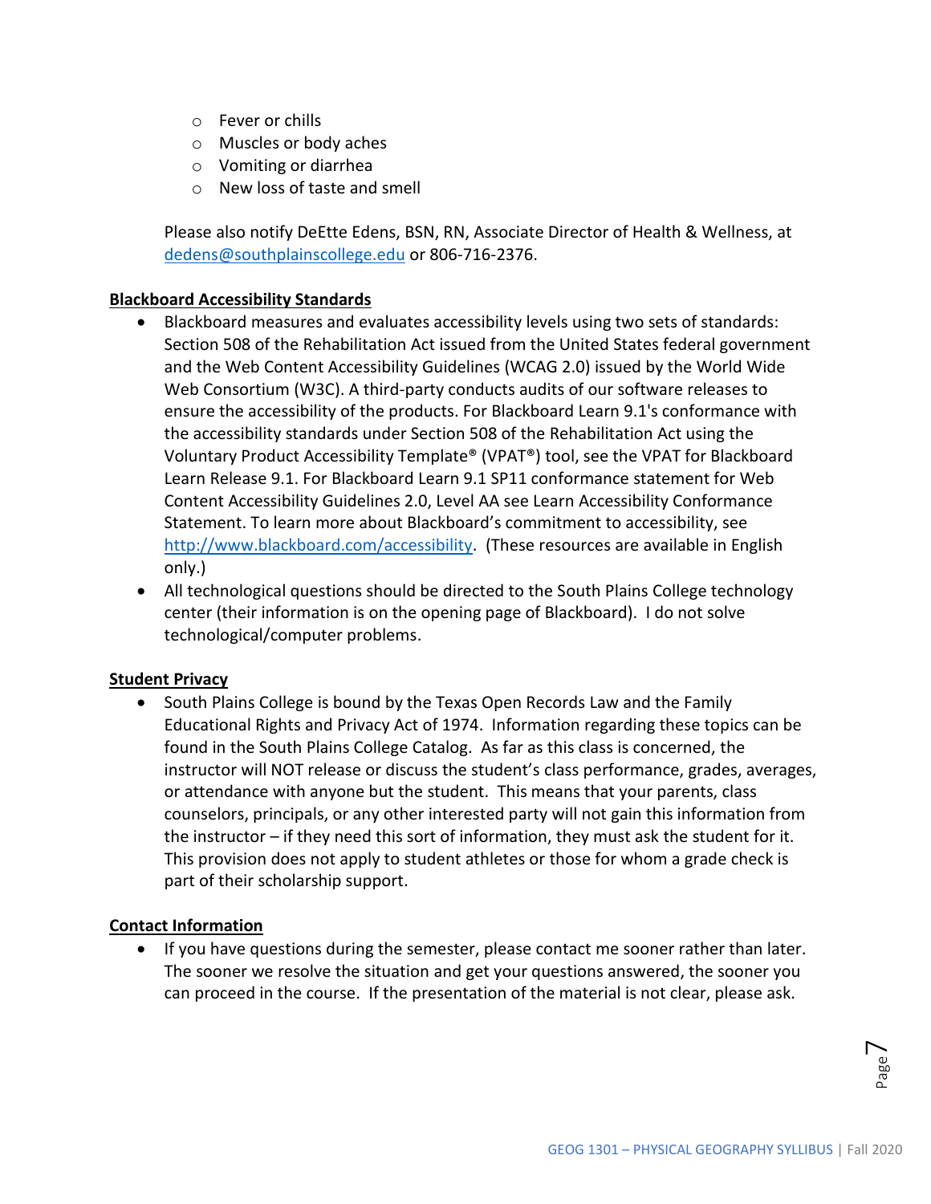- Fever or chills
  - Muscles or body aches
  - Vomiting or diarrhea
  - New loss of taste and smell

Please also notify DeEtte Edens, BSN, RN, Associate Director of Health & Wellness, at dedens@southplainscollege.edu or 806-716-2376.

**Blackboard Accessibility Standards**

- Blackboard measures and evaluates accessibility levels using two sets of standards: Section 508 of the Rehabilitation Act issued from the United States federal government and the Web Content Accessibility Guidelines (WCAG 2.0) issued by the World Wide Web Consortium (W3C). A third-party conducts audits of our software releases to ensure the accessibility of the products. For Blackboard Learn 9.1's conformance with the accessibility standards under Section 508 of the Rehabilitation Act using the Voluntary Product Accessibility Template® (VPAT®) tool, see the VPAT for Blackboard Learn Release 9.1. For Blackboard Learn 9.1 SP11 conformance statement for Web Content Accessibility Guidelines 2.0, Level AA see Learn Accessibility Conformance Statement. To learn more about Blackboard's commitment to accessibility, see http://www.blackboard.com/accessibility. (These resources are available in English only.)
- All technological questions should be directed to the South Plains College technology center (their information is on the opening page of Blackboard). I do not solve technological/computer problems.

**Student Privacy**

- South Plains College is bound by the Texas Open Records Law and the Family Educational Rights and Privacy Act of 1974. Information regarding these topics can be found in the South Plains College Catalog. As far as this class is concerned, the instructor will NOT release or discuss the student's class performance, grades, averages, or attendance with anyone but the student. This means that your parents, class counselors, principals, or any other interested party will not gain this information from the instructor – if they need this sort of information, they must ask the student for it. This provision does not apply to student athletes or those for whom a grade check is part of their scholarship support.

**Contact Information**

- If you have questions during the semester, please contact me sooner rather than later. The sooner we resolve the situation and get your questions answered, the sooner you can proceed in the course. If the presentation of the material is not clear, please ask.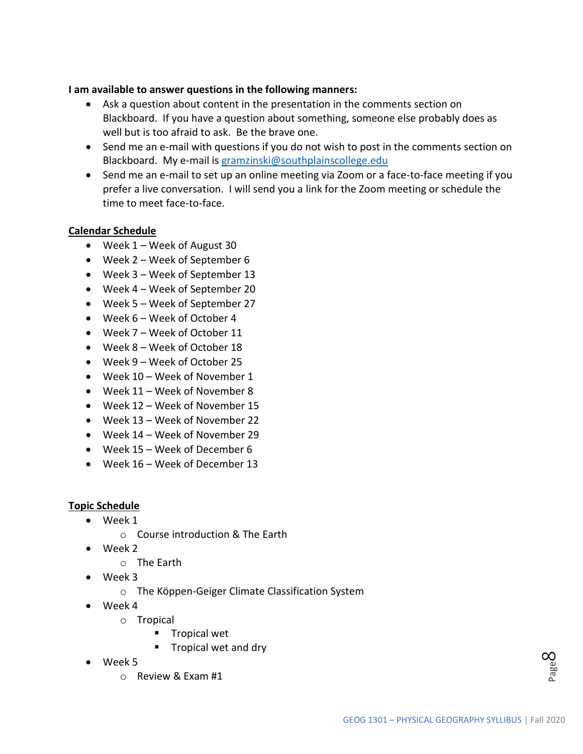**I am available to answer questions in the following manners:**

- Ask a question about content in the presentation in the comments section on Blackboard. If you have a question about something, someone else probably does as well but is too afraid to ask. Be the brave one.
- Send me an e-mail with questions if you do not wish to post in the comments section on Blackboard. My e-mail is gramzinski@southplainscollege.edu
- Send me an e-mail to set up an online meeting via Zoom or a face-to-face meeting if you prefer a live conversation. I will send you a link for the Zoom meeting or schedule the time to meet face-to-face.

## Calendar Schedule

- Week 1 – Week of August 30
- Week 2 – Week of September 6
- Week 3 – Week of September 13
- Week 4 – Week of September 20
- Week 5 – Week of September 27
- Week 6 – Week of October 4
- Week 7 – Week of October 11
- Week 8 – Week of October 18
- Week 9 – Week of October 25
- Week 10 – Week of November 1
- Week 11 – Week of November 8
- Week 12 – Week of November 15
- Week 13 – Week of November 22
- Week 14 – Week of November 29
- Week 15 – Week of December 6
- Week 16 – Week of December 13

## Topic Schedule

- Week 1
  - Course introduction & The Earth
- Week 2
  - The Earth
- Week 3
  - The Köppen-Geiger Climate Classification System
- Week 4
  - Tropical
    - Tropical wet
    - Tropical wet and dry
- Week 5
  - Review & Exam #1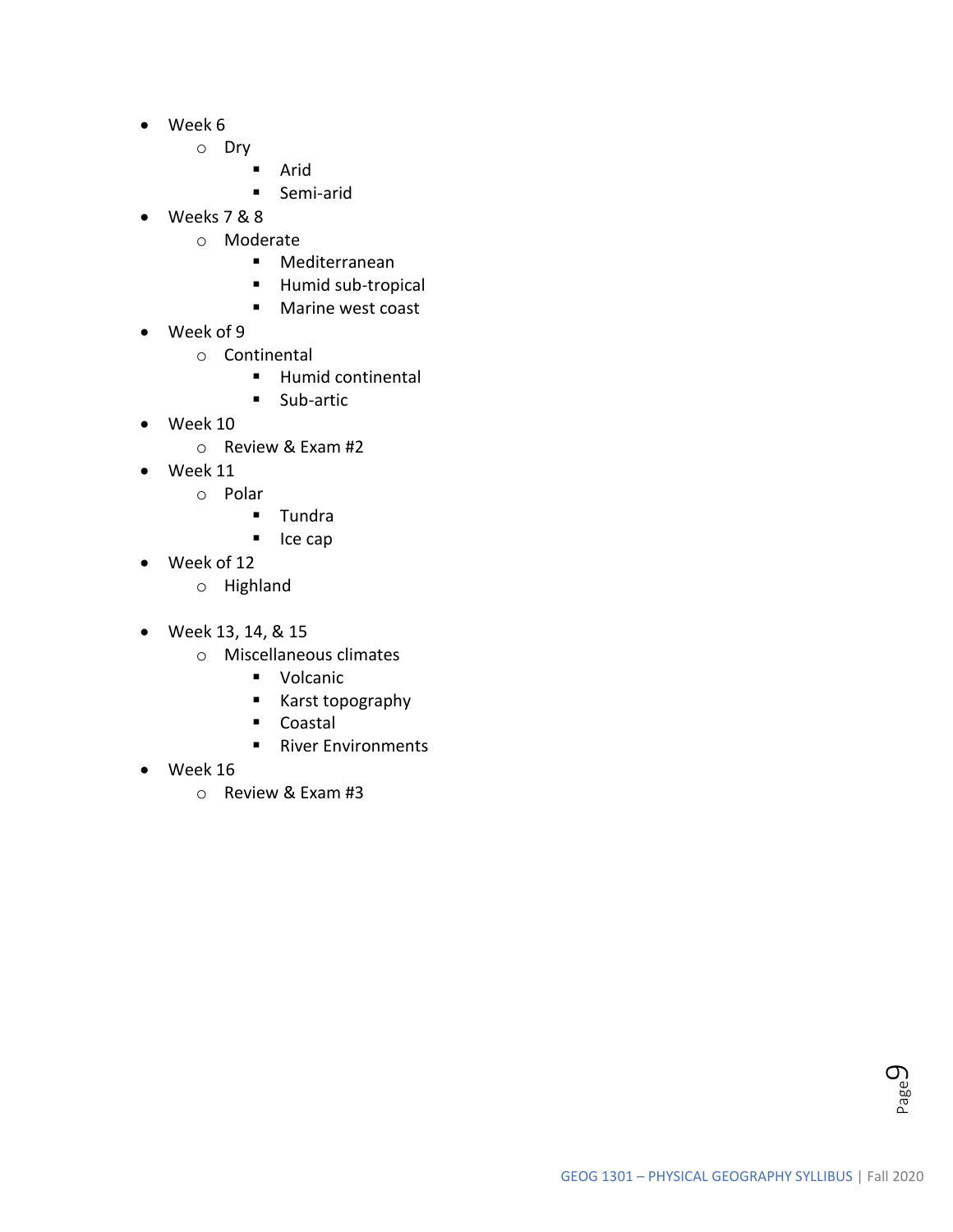- Week 6
    - Dry
        - Arid
        - Semi-arid
- Weeks 7 & 8
    - Moderate
        - Mediterranean
        - Humid sub-tropical
        - Marine west coast
- Week of 9
    - Continental
        - Humid continental
        - Sub-artic
- Week 10
    - Review & Exam #2
- Week 11
    - Polar
        - Tundra
        - Ice cap
- Week of 12
    - Highland
- Week 13, 14, & 15
    - Miscellaneous climates
        - Volcanic
        - Karst topography
        - Coastal
        - River Environments
- Week 16
    - Review & Exam #3